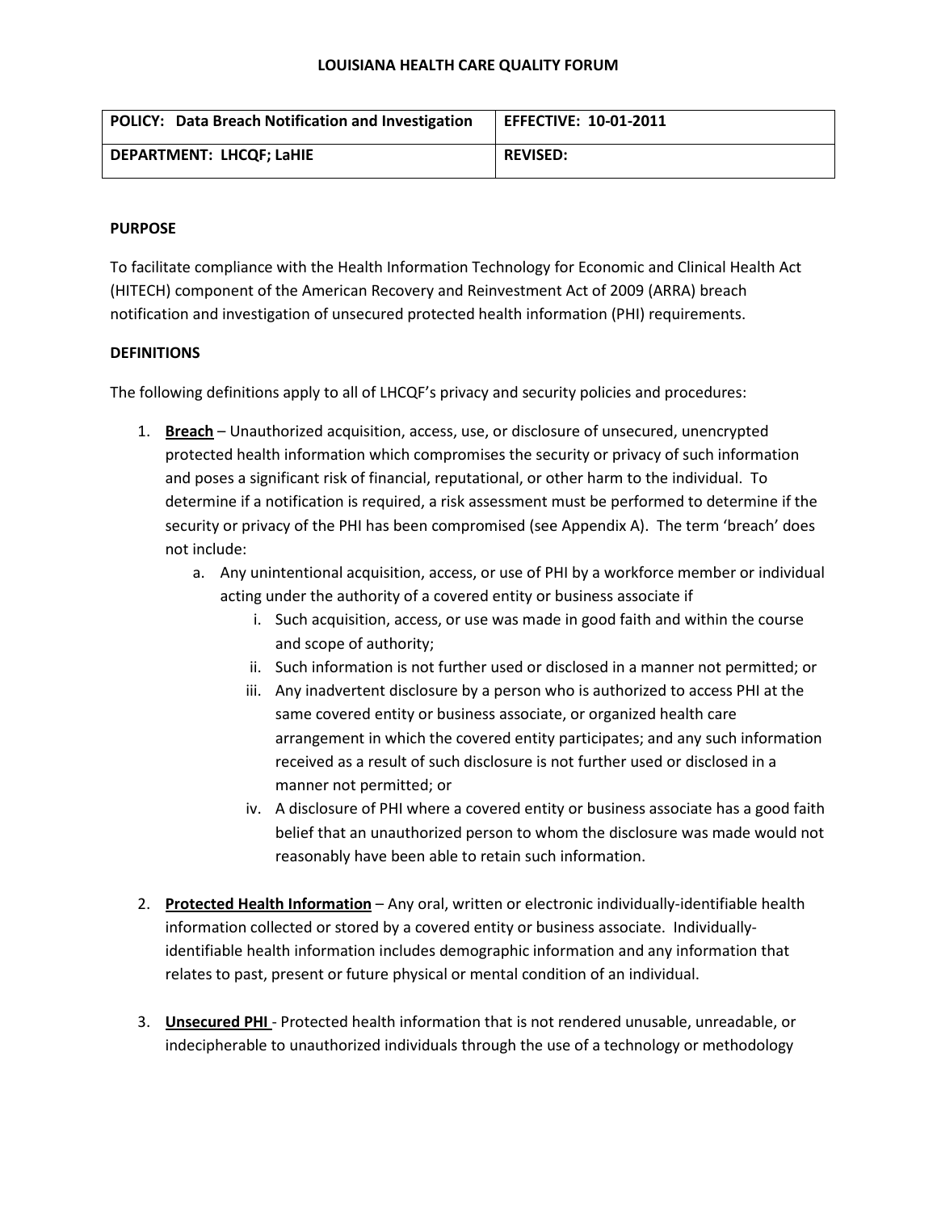**LOUISIANA HEALTH CARE QUALITY FORUM**

| | |
|---|---|
| **POLICY: Data Breach Notification and Investigation** | **EFFECTIVE: 10-01-2011** |
| **DEPARTMENT: LHCQF; LaHIE** | **REVISED:** |

**PURPOSE**

To facilitate compliance with the Health Information Technology for Economic and Clinical Health Act (HITECH) component of the American Recovery and Reinvestment Act of 2009 (ARRA) breach notification and investigation of unsecured protected health information (PHI) requirements.

**DEFINITIONS**

The following definitions apply to all of LHCQF's privacy and security policies and procedures:

1. **Breach** – Unauthorized acquisition, access, use, or disclosure of unsecured, unencrypted protected health information which compromises the security or privacy of such information and poses a significant risk of financial, reputational, or other harm to the individual. To determine if a notification is required, a risk assessment must be performed to determine if the security or privacy of the PHI has been compromised (see Appendix A). The term 'breach' does not include:
   a. Any unintentional acquisition, access, or use of PHI by a workforce member or individual acting under the authority of a covered entity or business associate if
      i. Such acquisition, access, or use was made in good faith and within the course and scope of authority;
      ii. Such information is not further used or disclosed in a manner not permitted; or
      iii. Any inadvertent disclosure by a person who is authorized to access PHI at the same covered entity or business associate, or organized health care arrangement in which the covered entity participates; and any such information received as a result of such disclosure is not further used or disclosed in a manner not permitted; or
      iv. A disclosure of PHI where a covered entity or business associate has a good faith belief that an unauthorized person to whom the disclosure was made would not reasonably have been able to retain such information.

2. **Protected Health Information** – Any oral, written or electronic individually-identifiable health information collected or stored by a covered entity or business associate. Individually-identifiable health information includes demographic information and any information that relates to past, present or future physical or mental condition of an individual.

3. **Unsecured PHI** - Protected health information that is not rendered unusable, unreadable, or indecipherable to unauthorized individuals through the use of a technology or methodology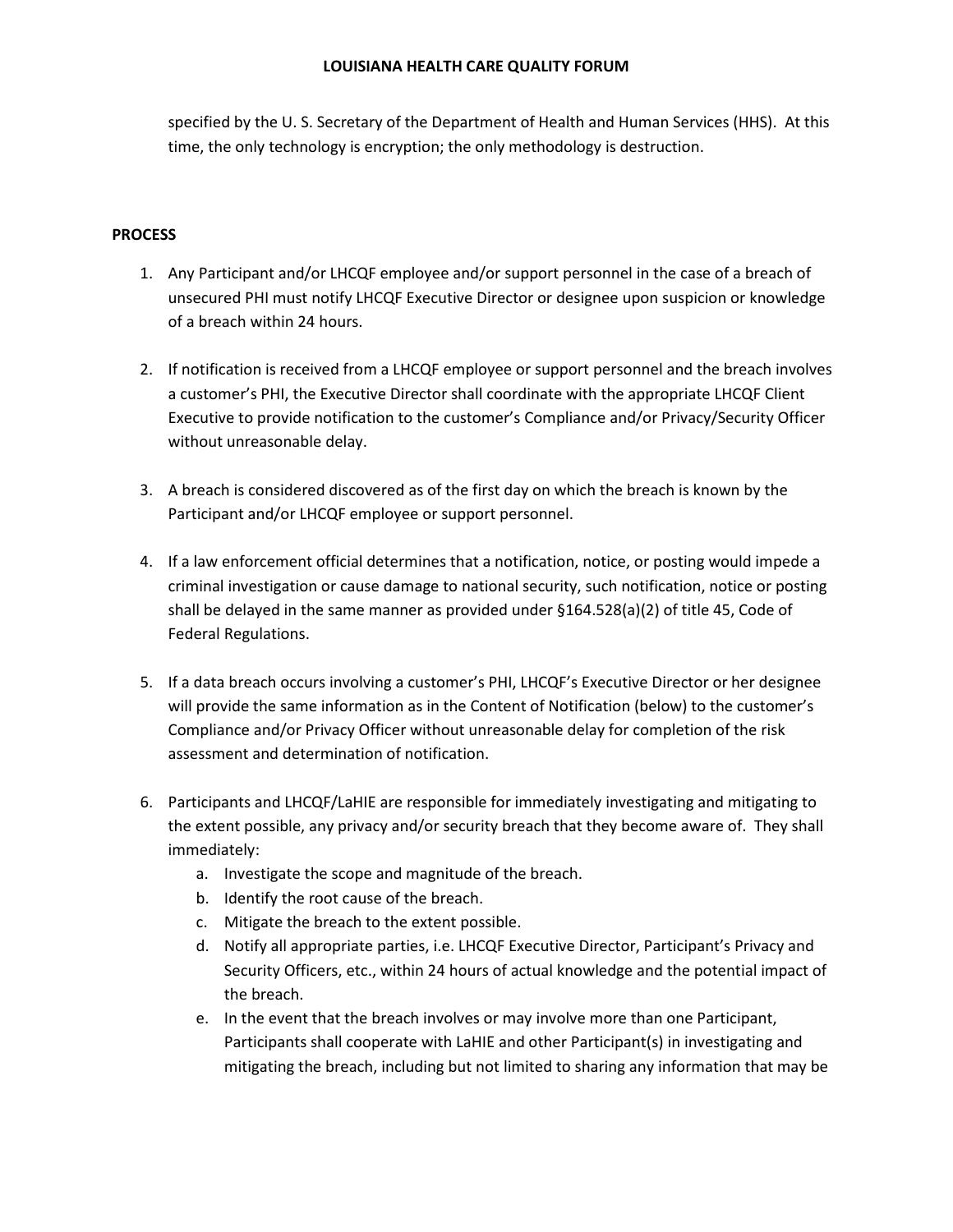specified by the U. S. Secretary of the Department of Health and Human Services (HHS). At this time, the only technology is encryption; the only methodology is destruction.

**PROCESS**

1. Any Participant and/or LHCQF employee and/or support personnel in the case of a breach of unsecured PHI must notify LHCQF Executive Director or designee upon suspicion or knowledge of a breach within 24 hours.

2. If notification is received from a LHCQF employee or support personnel and the breach involves a customer's PHI, the Executive Director shall coordinate with the appropriate LHCQF Client Executive to provide notification to the customer's Compliance and/or Privacy/Security Officer without unreasonable delay.

3. A breach is considered discovered as of the first day on which the breach is known by the Participant and/or LHCQF employee or support personnel.

4. If a law enforcement official determines that a notification, notice, or posting would impede a criminal investigation or cause damage to national security, such notification, notice or posting shall be delayed in the same manner as provided under §164.528(a)(2) of title 45, Code of Federal Regulations.

5. If a data breach occurs involving a customer's PHI, LHCQF's Executive Director or her designee will provide the same information as in the Content of Notification (below) to the customer's Compliance and/or Privacy Officer without unreasonable delay for completion of the risk assessment and determination of notification.

6. Participants and LHCQF/LaHIE are responsible for immediately investigating and mitigating to the extent possible, any privacy and/or security breach that they become aware of. They shall immediately:
   a. Investigate the scope and magnitude of the breach.
   b. Identify the root cause of the breach.
   c. Mitigate the breach to the extent possible.
   d. Notify all appropriate parties, i.e. LHCQF Executive Director, Participant's Privacy and Security Officers, etc., within 24 hours of actual knowledge and the potential impact of the breach.
   e. In the event that the breach involves or may involve more than one Participant, Participants shall cooperate with LaHIE and other Participant(s) in investigating and mitigating the breach, including but not limited to sharing any information that may be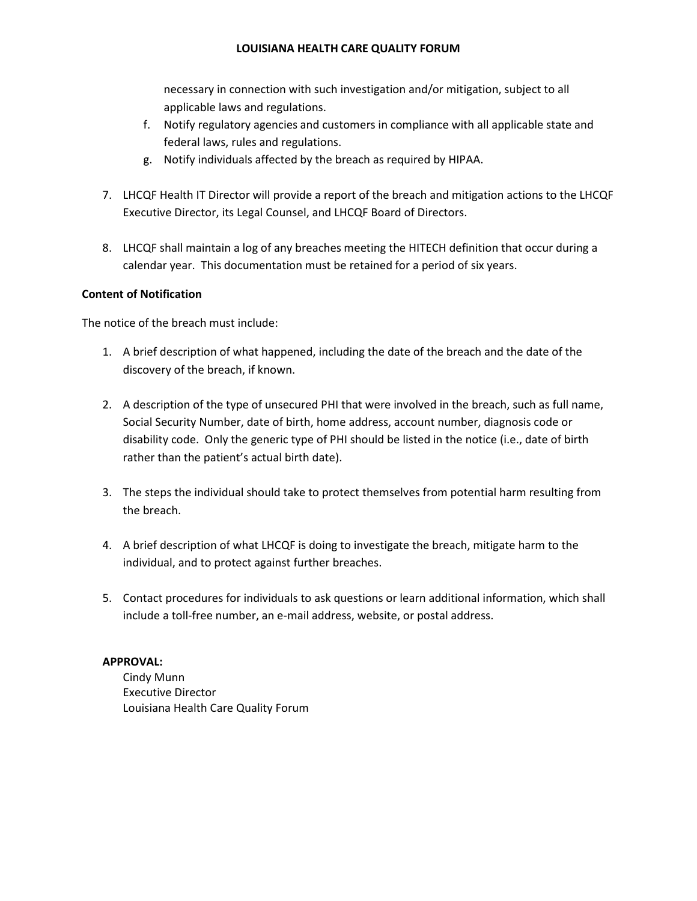necessary in connection with such investigation and/or mitigation, subject to all applicable laws and regulations.

f. Notify regulatory agencies and customers in compliance with all applicable state and federal laws, rules and regulations.
g. Notify individuals affected by the breach as required by HIPAA.

7. LHCQF Health IT Director will provide a report of the breach and mitigation actions to the LHCQF Executive Director, its Legal Counsel, and LHCQF Board of Directors.

8. LHCQF shall maintain a log of any breaches meeting the HITECH definition that occur during a calendar year. This documentation must be retained for a period of six years.

**Content of Notification**

The notice of the breach must include:

1. A brief description of what happened, including the date of the breach and the date of the discovery of the breach, if known.

2. A description of the type of unsecured PHI that were involved in the breach, such as full name, Social Security Number, date of birth, home address, account number, diagnosis code or disability code. Only the generic type of PHI should be listed in the notice (i.e., date of birth rather than the patient's actual birth date).

3. The steps the individual should take to protect themselves from potential harm resulting from the breach.

4. A brief description of what LHCQF is doing to investigate the breach, mitigate harm to the individual, and to protect against further breaches.

5. Contact procedures for individuals to ask questions or learn additional information, which shall include a toll-free number, an e-mail address, website, or postal address.

**APPROVAL:**

Cindy Munn
Executive Director
Louisiana Health Care Quality Forum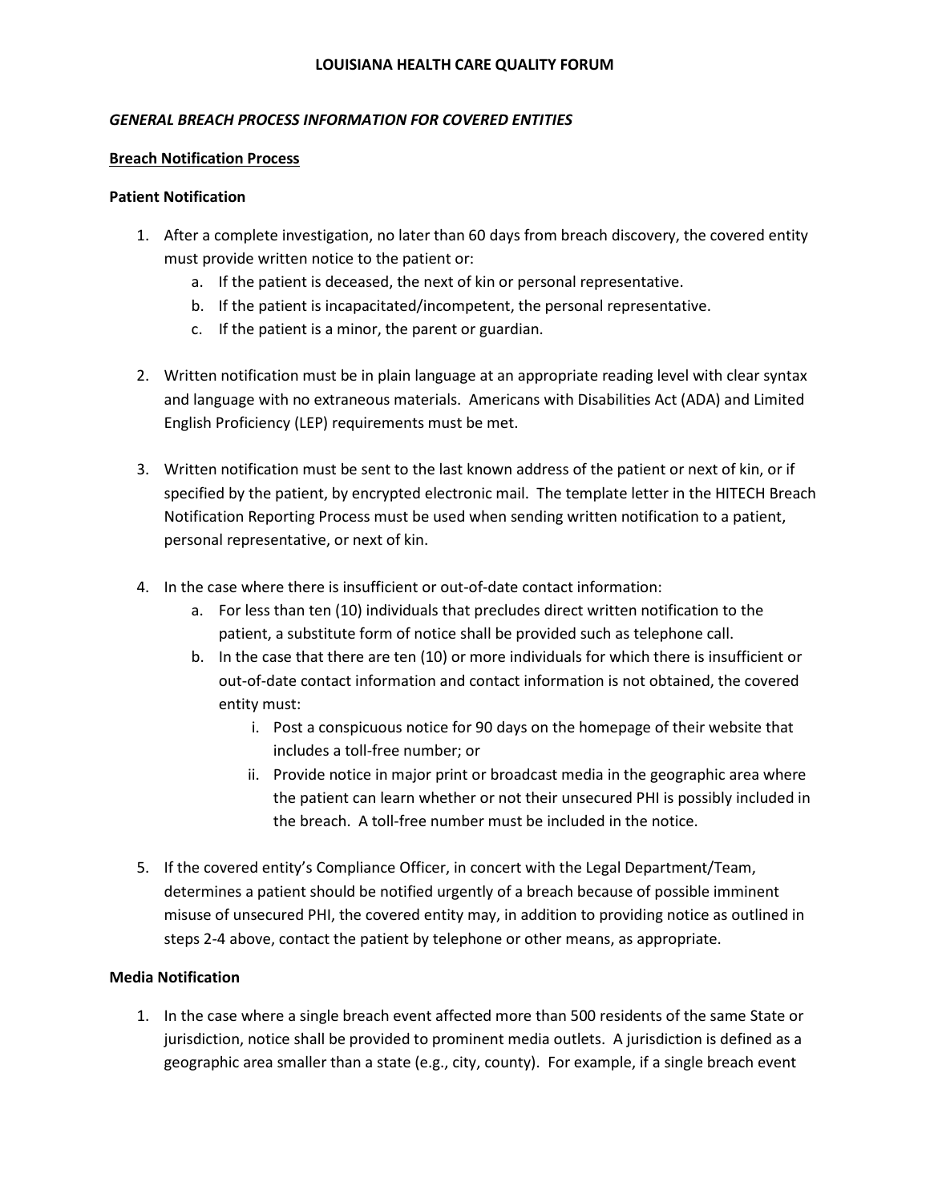**LOUISIANA HEALTH CARE QUALITY FORUM**

***GENERAL BREACH PROCESS INFORMATION FOR COVERED ENTITIES***

**Breach Notification Process**

**Patient Notification**

1. After a complete investigation, no later than 60 days from breach discovery, the covered entity must provide written notice to the patient or:
    a. If the patient is deceased, the next of kin or personal representative.
    b. If the patient is incapacitated/incompetent, the personal representative.
    c. If the patient is a minor, the parent or guardian.

2. Written notification must be in plain language at an appropriate reading level with clear syntax and language with no extraneous materials. Americans with Disabilities Act (ADA) and Limited English Proficiency (LEP) requirements must be met.

3. Written notification must be sent to the last known address of the patient or next of kin, or if specified by the patient, by encrypted electronic mail. The template letter in the HITECH Breach Notification Reporting Process must be used when sending written notification to a patient, personal representative, or next of kin.

4. In the case where there is insufficient or out-of-date contact information:
    a. For less than ten (10) individuals that precludes direct written notification to the patient, a substitute form of notice shall be provided such as telephone call.
    b. In the case that there are ten (10) or more individuals for which there is insufficient or out-of-date contact information and contact information is not obtained, the covered entity must:
        i. Post a conspicuous notice for 90 days on the homepage of their website that includes a toll-free number; or
        ii. Provide notice in major print or broadcast media in the geographic area where the patient can learn whether or not their unsecured PHI is possibly included in the breach. A toll-free number must be included in the notice.

5. If the covered entity's Compliance Officer, in concert with the Legal Department/Team, determines a patient should be notified urgently of a breach because of possible imminent misuse of unsecured PHI, the covered entity may, in addition to providing notice as outlined in steps 2-4 above, contact the patient by telephone or other means, as appropriate.

**Media Notification**

1. In the case where a single breach event affected more than 500 residents of the same State or jurisdiction, notice shall be provided to prominent media outlets. A jurisdiction is defined as a geographic area smaller than a state (e.g., city, county). For example, if a single breach event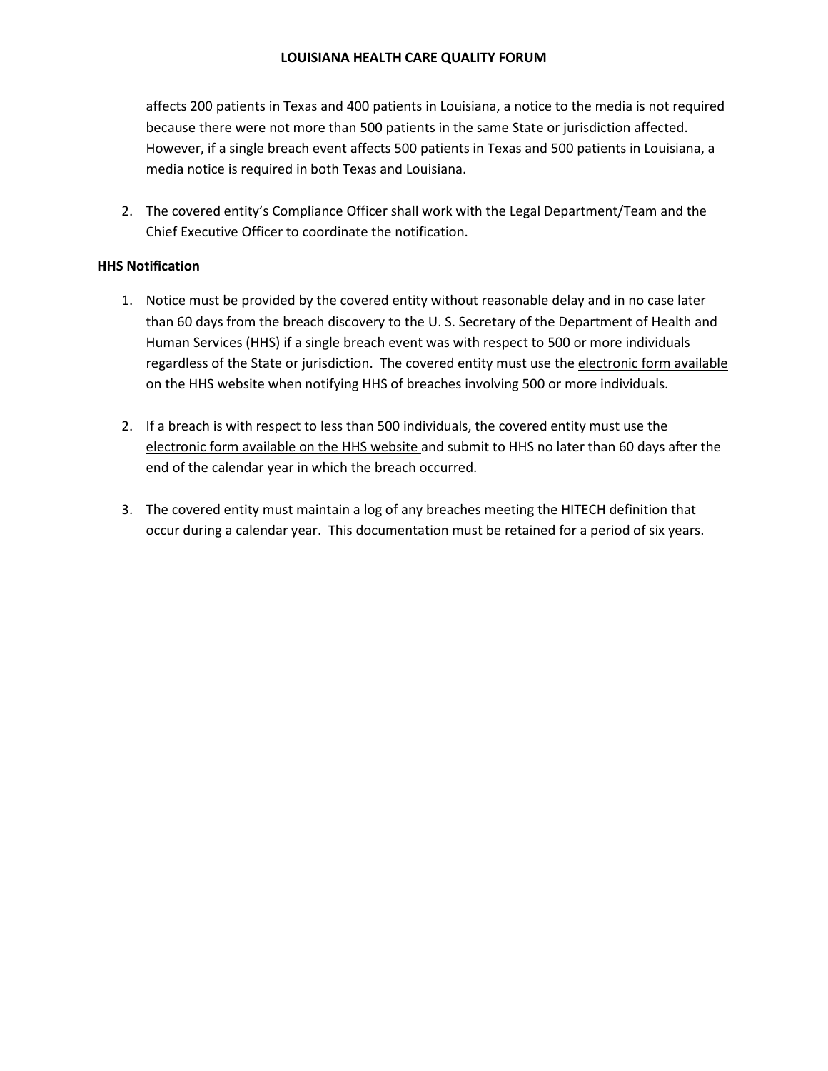affects 200 patients in Texas and 400 patients in Louisiana, a notice to the media is not required because there were not more than 500 patients in the same State or jurisdiction affected. However, if a single breach event affects 500 patients in Texas and 500 patients in Louisiana, a media notice is required in both Texas and Louisiana.

2. The covered entity's Compliance Officer shall work with the Legal Department/Team and the Chief Executive Officer to coordinate the notification.

**HHS Notification**

1. Notice must be provided by the covered entity without reasonable delay and in no case later than 60 days from the breach discovery to the U. S. Secretary of the Department of Health and Human Services (HHS) if a single breach event was with respect to 500 or more individuals regardless of the State or jurisdiction. The covered entity must use the electronic form available on the HHS website when notifying HHS of breaches involving 500 or more individuals.

2. If a breach is with respect to less than 500 individuals, the covered entity must use the electronic form available on the HHS website and submit to HHS no later than 60 days after the end of the calendar year in which the breach occurred.

3. The covered entity must maintain a log of any breaches meeting the HITECH definition that occur during a calendar year. This documentation must be retained for a period of six years.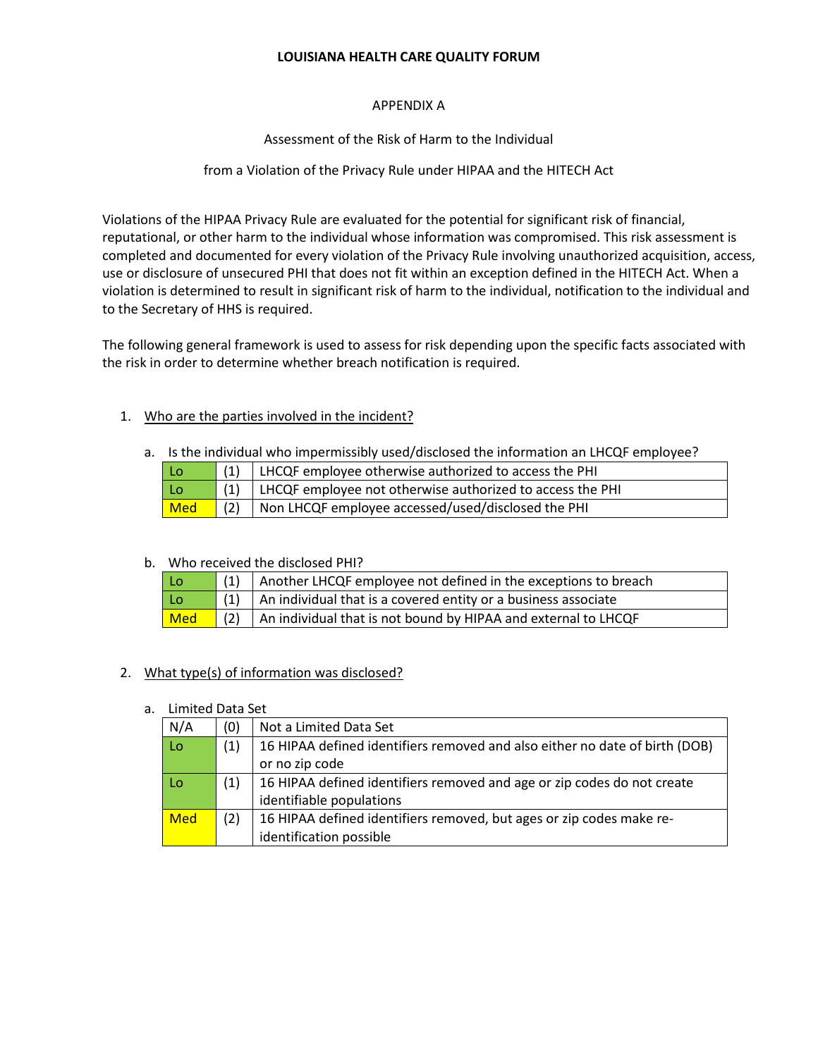**LOUISIANA HEALTH CARE QUALITY FORUM**

APPENDIX A

Assessment of the Risk of Harm to the Individual

from a Violation of the Privacy Rule under HIPAA and the HITECH Act

Violations of the HIPAA Privacy Rule are evaluated for the potential for significant risk of financial, reputational, or other harm to the individual whose information was compromised. This risk assessment is completed and documented for every violation of the Privacy Rule involving unauthorized acquisition, access, use or disclosure of unsecured PHI that does not fit within an exception defined in the HITECH Act. When a violation is determined to result in significant risk of harm to the individual, notification to the individual and to the Secretary of HHS is required.

The following general framework is used to assess for risk depending upon the specific facts associated with the risk in order to determine whether breach notification is required.

1. Who are the parties involved in the incident?

   a. Is the individual who impermissibly used/disclosed the information an LHCQF employee?

| | | |
|---|---|---|
| Lo | (1) | LHCQF employee otherwise authorized to access the PHI |
| Lo | (1) | LHCQF employee not otherwise authorized to access the PHI |
| Med | (2) | Non LHCQF employee accessed/used/disclosed the PHI |

   b. Who received the disclosed PHI?

| | | |
|---|---|---|
| Lo | (1) | Another LHCQF employee not defined in the exceptions to breach |
| Lo | (1) | An individual that is a covered entity or a business associate |
| Med | (2) | An individual that is not bound by HIPAA and external to LHCQF |

2. What type(s) of information was disclosed?

   a. Limited Data Set

| | | |
|---|---|---|
| N/A | (0) | Not a Limited Data Set |
| Lo | (1) | 16 HIPAA defined identifiers removed and also either no date of birth (DOB) or no zip code |
| Lo | (1) | 16 HIPAA defined identifiers removed and age or zip codes do not create identifiable populations |
| Med | (2) | 16 HIPAA defined identifiers removed, but ages or zip codes make re-identification possible |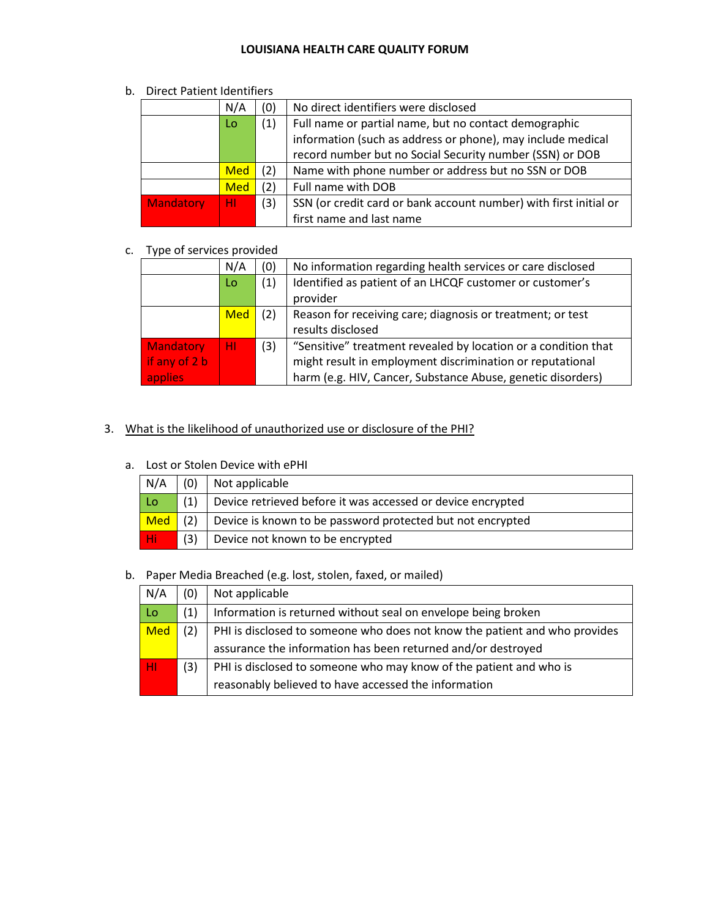b. Direct Patient Identifiers

| | | | |
|---|---|---|---|
| | N/A | (0) | No direct identifiers were disclosed |
| | Lo | (1) | Full name or partial name, but no contact demographic information (such as address or phone), may include medical record number but no Social Security number (SSN) or DOB |
| | Med | (2) | Name with phone number or address but no SSN or DOB |
| | Med | (2) | Full name with DOB |
| Mandatory | HI | (3) | SSN (or credit card or bank account number) with first initial or first name and last name |

c. Type of services provided

| | | | |
|---|---|---|---|
| | N/A | (0) | No information regarding health services or care disclosed |
| | Lo | (1) | Identified as patient of an LHCQF customer or customer's provider |
| | Med | (2) | Reason for receiving care; diagnosis or treatment; or test results disclosed |
| Mandatory if any of 2 b applies | HI | (3) | "Sensitive" treatment revealed by location or a condition that might result in employment discrimination or reputational harm (e.g. HIV, Cancer, Substance Abuse, genetic disorders) |

3. <u>What is the likelihood of unauthorized use or disclosure of the PHI?</u>

a. Lost or Stolen Device with ePHI

| | | |
|---|---|---|
| N/A | (0) | Not applicable |
| Lo | (1) | Device retrieved before it was accessed or device encrypted |
| Med | (2) | Device is known to be password protected but not encrypted |
| Hi | (3) | Device not known to be encrypted |

b. Paper Media Breached (e.g. lost, stolen, faxed, or mailed)

| | | |
|---|---|---|
| N/A | (0) | Not applicable |
| Lo | (1) | Information is returned without seal on envelope being broken |
| Med | (2) | PHI is disclosed to someone who does not know the patient and who provides assurance the information has been returned and/or destroyed |
| HI | (3) | PHI is disclosed to someone who may know of the patient and who is reasonably believed to have accessed the information |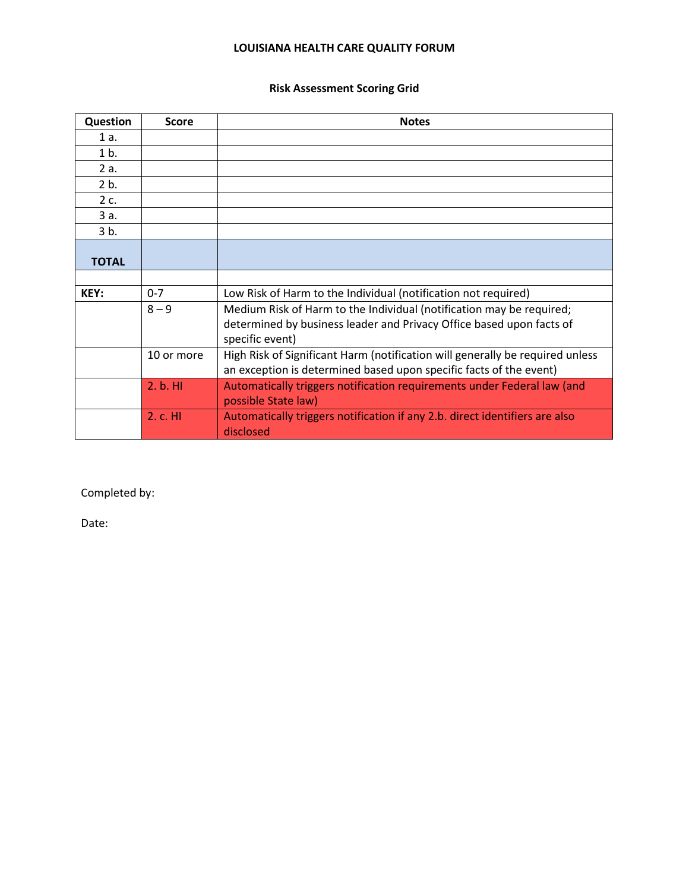**LOUISIANA HEALTH CARE QUALITY FORUM**

**Risk Assessment Scoring Grid**

| Question | Score | Notes |
|---|---|---|
| 1 a. | | |
| 1 b. | | |
| 2 a. | | |
| 2 b. | | |
| 2 c. | | |
| 3 a. | | |
| 3 b. | | |
| **TOTAL** | | |
| | | |
| **KEY:** | 0-7 | Low Risk of Harm to the Individual (notification not required) |
| | 8 – 9 | Medium Risk of Harm to the Individual (notification may be required; determined by business leader and Privacy Office based upon facts of specific event) |
| | 10 or more | High Risk of Significant Harm (notification will generally be required unless an exception is determined based upon specific facts of the event) |
| | 2. b. HI | Automatically triggers notification requirements under Federal law (and possible State law) |
| | 2. c. HI | Automatically triggers notification if any 2.b. direct identifiers are also disclosed |

Completed by:

Date: